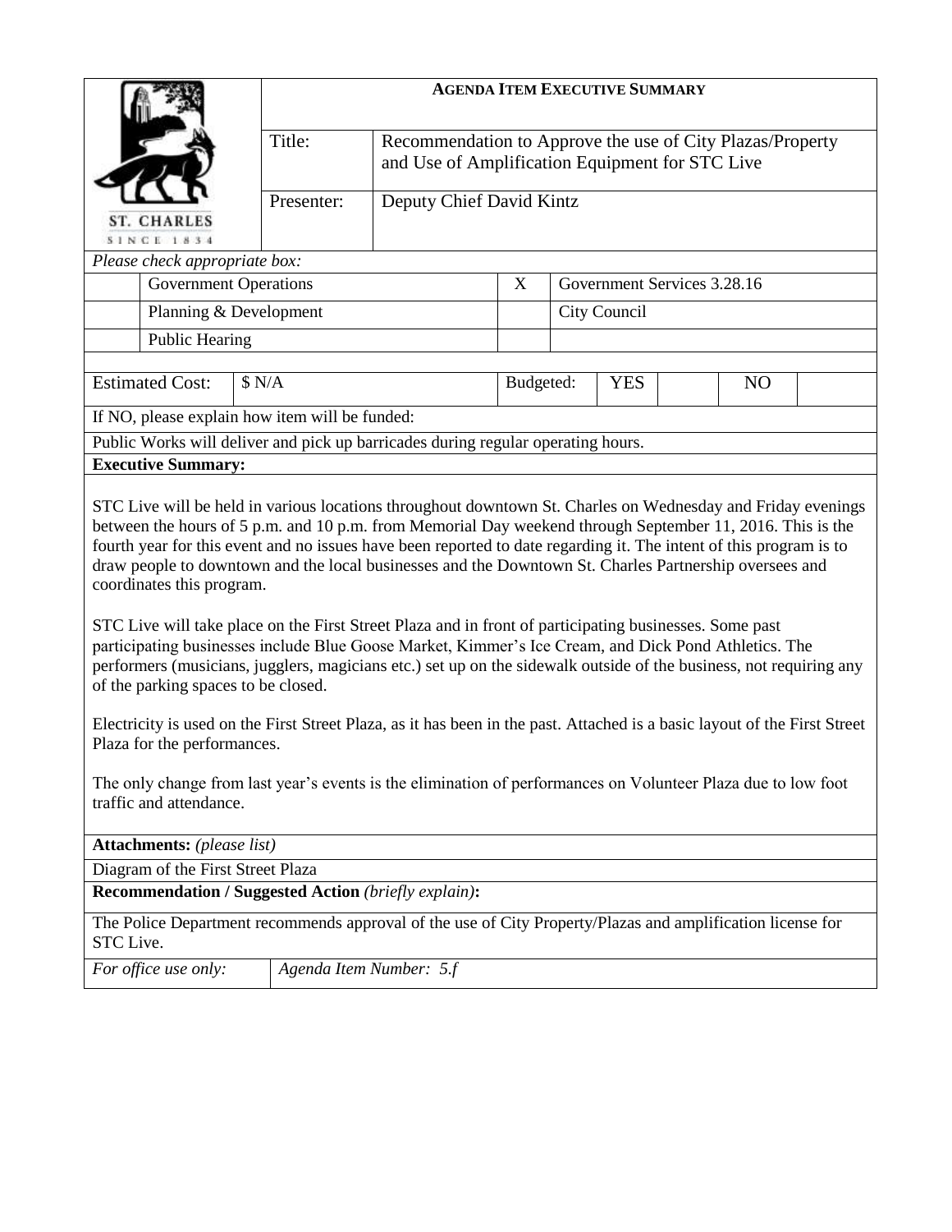| ST. CHARLES SINCE 1834 | **AGENDA ITEM EXECUTIVE SUMMARY** | |
|---|---|---|
| | Title: | Recommendation to Approve the use of City Plazas/Property and Use of Amplification Equipment for STC Live |
| | Presenter: | Deputy Chief David Kintz |

*Please check appropriate box:*

| | | | |
|---|---|---|---|
| | Government Operations | X | Government Services 3.28.16 |
| | Planning & Development | | City Council |
| | Public Hearing | | |

| Estimated Cost: | $ N/A | Budgeted: | YES | | NO | |
|---|---|---|---|---|---|---|

If NO, please explain how item will be funded:

Public Works will deliver and pick up barricades during regular operating hours.

**Executive Summary:**

STC Live will be held in various locations throughout downtown St. Charles on Wednesday and Friday evenings between the hours of 5 p.m. and 10 p.m. from Memorial Day weekend through September 11, 2016. This is the fourth year for this event and no issues have been reported to date regarding it. The intent of this program is to draw people to downtown and the local businesses and the Downtown St. Charles Partnership oversees and coordinates this program.

STC Live will take place on the First Street Plaza and in front of participating businesses. Some past participating businesses include Blue Goose Market, Kimmer's Ice Cream, and Dick Pond Athletics. The performers (musicians, jugglers, magicians etc.) set up on the sidewalk outside of the business, not requiring any of the parking spaces to be closed.

Electricity is used on the First Street Plaza, as it has been in the past. Attached is a basic layout of the First Street Plaza for the performances.

The only change from last year's events is the elimination of performances on Volunteer Plaza due to low foot traffic and attendance.

**Attachments:** *(please list)*

Diagram of the First Street Plaza

**Recommendation / Suggested Action** *(briefly explain)***:**

The Police Department recommends approval of the use of City Property/Plazas and amplification license for STC Live.

| *For office use only:* | *Agenda Item Number: 5.f* |
|---|---|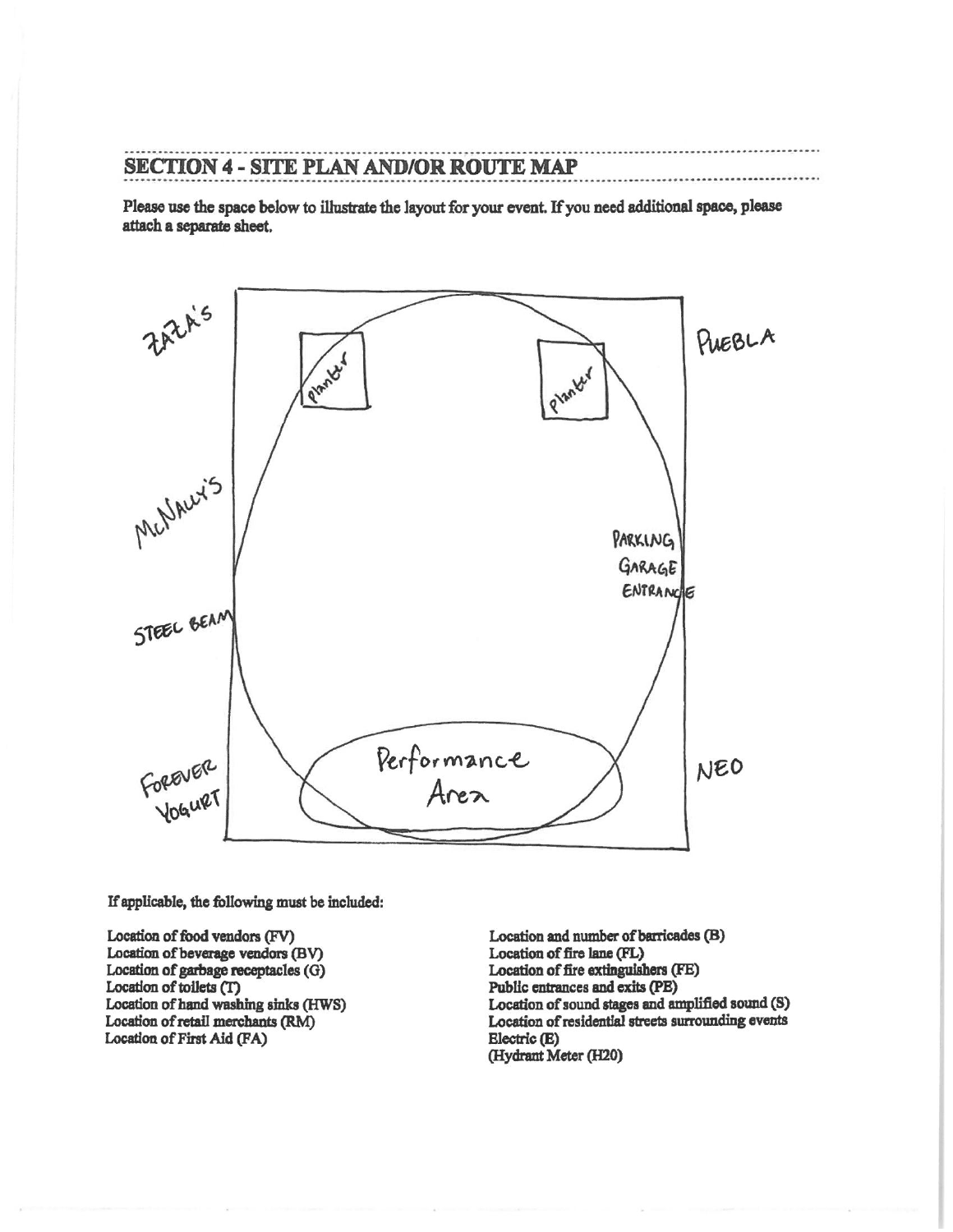## SECTION 4 - SITE PLAN AND/OR ROUTE MAP

Please use the space below to illustrate the layout for your event. If you need additional space, please attach a separate sheet.

ZAZA'S

PUEBLA

planter

planter

McNALLY'S

PARKING GARAGE ENTRANCE

STEEL BEAM

FOREVER YOGURT

Performance Area

NEO

If applicable, the following must be included:

Location of food vendors (FV)
Location of beverage vendors (BV)
Location of garbage receptacles (G)
Location of toilets (T)
Location of hand washing sinks (HWS)
Location of retail merchants (RM)
Location of First Aid (FA)

Location and number of barricades (B)
Location of fire lane (FL)
Location of fire extinguishers (FE)
Public entrances and exits (PE)
Location of sound stages and amplified sound (S)
Location of residential streets surrounding events
Electric (E)
(Hydrant Meter (H20)